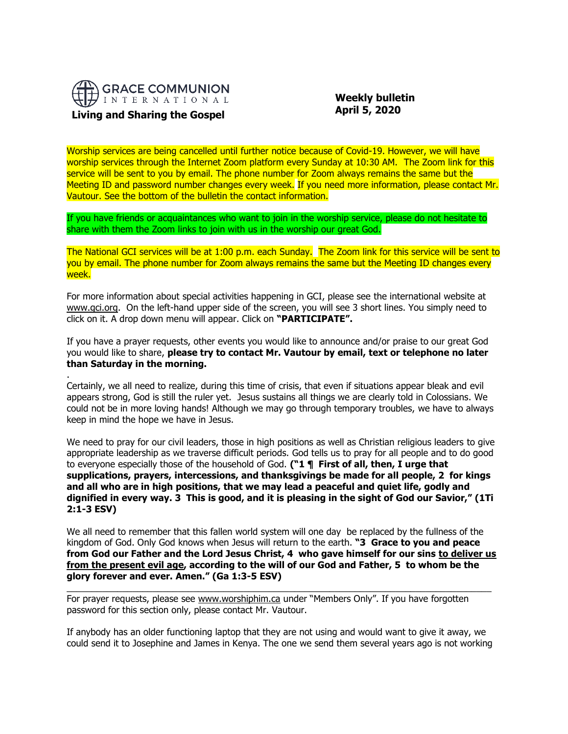GRACE COMMUNION INTERNATIONAL

**Living and Sharing the Gospel**

**Weekly bulletin**
**April 5, 2020**

Worship services are being cancelled until further notice because of Covid-19. However, we will have worship services through the Internet Zoom platform every Sunday at 10:30 AM. The Zoom link for this service will be sent to you by email. The phone number for Zoom always remains the same but the Meeting ID and password number changes every week. If you need more information, please contact Mr. Vautour. See the bottom of the bulletin the contact information.

If you have friends or acquaintances who want to join in the worship service, please do not hesitate to share with them the Zoom links to join with us in the worship our great God.

The National GCI services will be at 1:00 p.m. each Sunday. The Zoom link for this service will be sent to you by email. The phone number for Zoom always remains the same but the Meeting ID changes every week.

For more information about special activities happening in GCI, please see the international website at www.gci.org. On the left-hand upper side of the screen, you will see 3 short lines. You simply need to click on it. A drop down menu will appear. Click on **"PARTICIPATE".**

If you have a prayer requests, other events you would like to announce and/or praise to our great God you would like to share, **please try to contact Mr. Vautour by email, text or telephone no later than Saturday in the morning.**

.
Certainly, we all need to realize, during this time of crisis, that even if situations appear bleak and evil appears strong, God is still the ruler yet. Jesus sustains all things we are clearly told in Colossians. We could not be in more loving hands! Although we may go through temporary troubles, we have to always keep in mind the hope we have in Jesus.

We need to pray for our civil leaders, those in high positions as well as Christian religious leaders to give appropriate leadership as we traverse difficult periods. God tells us to pray for all people and to do good to everyone especially those of the household of God. **("1 ¶ First of all, then, I urge that supplications, prayers, intercessions, and thanksgivings be made for all people, 2 for kings and all who are in high positions, that we may lead a peaceful and quiet life, godly and dignified in every way. 3 This is good, and it is pleasing in the sight of God our Savior," (1Ti 2:1-3 ESV)**

We all need to remember that this fallen world system will one day be replaced by the fullness of the kingdom of God. Only God knows when Jesus will return to the earth. **"3 Grace to you and peace from God our Father and the Lord Jesus Christ, 4 who gave himself for our sins <u>to deliver us from the present evil age</u>, according to the will of our God and Father, 5 to whom be the glory forever and ever. Amen." (Ga 1:3-5 ESV)**

---

For prayer requests, please see www.worshiphim.ca under "Members Only". If you have forgotten password for this section only, please contact Mr. Vautour.

If anybody has an older functioning laptop that they are not using and would want to give it away, we could send it to Josephine and James in Kenya. The one we send them several years ago is not working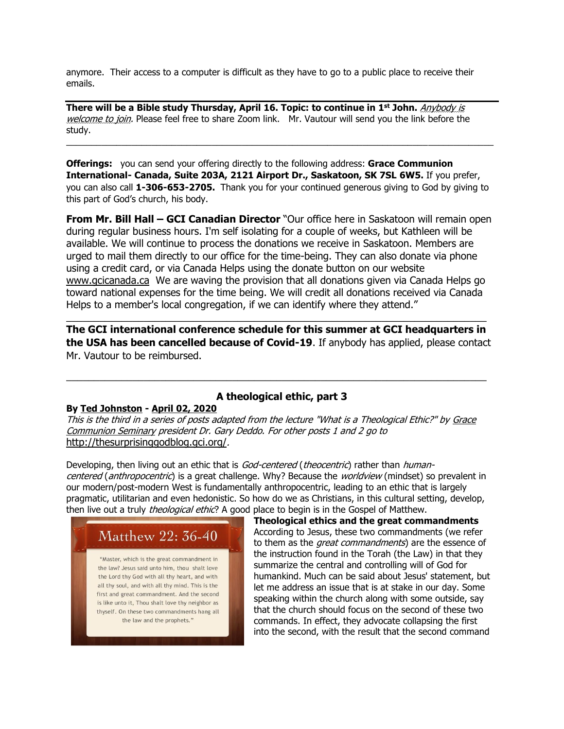anymore. Their access to a computer is difficult as they have to go to a public place to receive their emails.

---

**There will be a Bible study Thursday, April 16. Topic: to continue in 1st John.** *Anybody is welcome to join*. Please feel free to share Zoom link. Mr. Vautour will send you the link before the study.

---

**Offerings:** you can send your offering directly to the following address: **Grace Communion International- Canada, Suite 203A, 2121 Airport Dr., Saskatoon, SK 7SL 6W5.** If you prefer, you can also call **1-306-653-2705.** Thank you for your continued generous giving to God by giving to this part of God's church, his body.

**From Mr. Bill Hall – GCI Canadian Director** "Our office here in Saskatoon will remain open during regular business hours. I'm self isolating for a couple of weeks, but Kathleen will be available. We will continue to process the donations we receive in Saskatoon. Members are urged to mail them directly to our office for the time-being. They can also donate via phone using a credit card, or via Canada Helps using the donate button on our website www.gcicanada.ca We are waving the provision that all donations given via Canada Helps go toward national expenses for the time being. We will credit all donations received via Canada Helps to a member's local congregation, if we can identify where they attend."

---

**The GCI international conference schedule for this summer at GCI headquarters in the USA has been cancelled because of Covid-19**. If anybody has applied, please contact Mr. Vautour to be reimbursed.

---

## A theological ethic, part 3

**By Ted Johnston - April 02, 2020**

*This is the third in a series of posts adapted from the lecture "What is a Theological Ethic?" by Grace Communion Seminary president Dr. Gary Deddo. For other posts 1 and 2 go to* http://thesurprisinggodblog.gci.org/.

Developing, then living out an ethic that is *God-centered* (*theocentric*) rather than *human-centered* (*anthropocentric*) is a great challenge. Why? Because the *worldview* (mindset) so prevalent in our modern/post-modern West is fundamentally anthropocentric, leading to an ethic that is largely pragmatic, utilitarian and even hedonistic. So how do we as Christians, in this cultural setting, develop, then live out a truly *theological ethic*? A good place to begin is in the Gospel of Matthew.

**Matthew 22: 36-40**

"Master, which is the great commandment in the law? Jesus said unto him, thou shalt love the Lord thy God with all thy heart, and with all thy soul, and with all thy mind. This is the first and great commandment. And the second is like unto it, Thou shalt love thy neighbor as thyself. On these two commandments hang all the law and the prophets."

**Theological ethics and the great commandments**

According to Jesus, these two commandments (we refer to them as the *great commandments*) are the essence of the instruction found in the Torah (the Law) in that they summarize the central and controlling will of God for humankind. Much can be said about Jesus' statement, but let me address an issue that is at stake in our day. Some speaking within the church along with some outside, say that the church should focus on the second of these two commands. In effect, they advocate collapsing the first into the second, with the result that the second command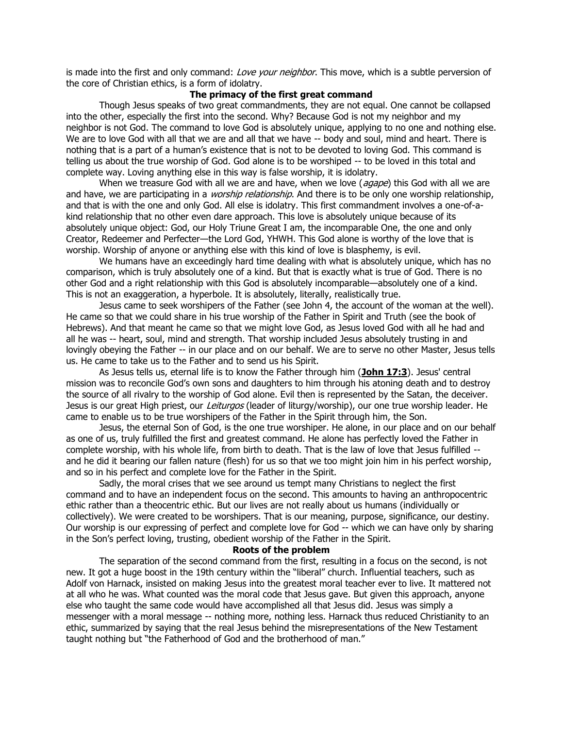is made into the first and only command: *Love your neighbor*. This move, which is a subtle perversion of the core of Christian ethics, is a form of idolatry.

**The primacy of the first great command**

Though Jesus speaks of two great commandments, they are not equal. One cannot be collapsed into the other, especially the first into the second. Why? Because God is not my neighbor and my neighbor is not God. The command to love God is absolutely unique, applying to no one and nothing else. We are to love God with all that we are and all that we have -- body and soul, mind and heart. There is nothing that is a part of a human's existence that is not to be devoted to loving God. This command is telling us about the true worship of God. God alone is to be worshiped -- to be loved in this total and complete way. Loving anything else in this way is false worship, it is idolatry.

When we treasure God with all we are and have, when we love (*agape*) this God with all we are and have, we are participating in a *worship relationship*. And there is to be only one worship relationship, and that is with the one and only God. All else is idolatry. This first commandment involves a one-of-a-kind relationship that no other even dare approach. This love is absolutely unique because of its absolutely unique object: God, our Holy Triune Great I am, the incomparable One, the one and only Creator, Redeemer and Perfecter—the Lord God, YHWH. This God alone is worthy of the love that is worship. Worship of anyone or anything else with this kind of love is blasphemy, is evil.

We humans have an exceedingly hard time dealing with what is absolutely unique, which has no comparison, which is truly absolutely one of a kind. But that is exactly what is true of God. There is no other God and a right relationship with this God is absolutely incomparable—absolutely one of a kind. This is not an exaggeration, a hyperbole. It is absolutely, literally, realistically true.

Jesus came to seek worshipers of the Father (see John 4, the account of the woman at the well). He came so that we could share in his true worship of the Father in Spirit and Truth (see the book of Hebrews). And that meant he came so that we might love God, as Jesus loved God with all he had and all he was -- heart, soul, mind and strength. That worship included Jesus absolutely trusting in and lovingly obeying the Father -- in our place and on our behalf. We are to serve no other Master, Jesus tells us. He came to take us to the Father and to send us his Spirit.

As Jesus tells us, eternal life is to know the Father through him (**John 17:3**). Jesus' central mission was to reconcile God's own sons and daughters to him through his atoning death and to destroy the source of all rivalry to the worship of God alone. Evil then is represented by the Satan, the deceiver. Jesus is our great High priest, our *Leiturgos* (leader of liturgy/worship), our one true worship leader. He came to enable us to be true worshipers of the Father in the Spirit through him, the Son.

Jesus, the eternal Son of God, is the one true worshiper. He alone, in our place and on our behalf as one of us, truly fulfilled the first and greatest command. He alone has perfectly loved the Father in complete worship, with his whole life, from birth to death. That is the law of love that Jesus fulfilled -- and he did it bearing our fallen nature (flesh) for us so that we too might join him in his perfect worship, and so in his perfect and complete love for the Father in the Spirit.

Sadly, the moral crises that we see around us tempt many Christians to neglect the first command and to have an independent focus on the second. This amounts to having an anthropocentric ethic rather than a theocentric ethic. But our lives are not really about us humans (individually or collectively). We were created to be worshipers. That is our meaning, purpose, significance, our destiny. Our worship is our expressing of perfect and complete love for God -- which we can have only by sharing in the Son's perfect loving, trusting, obedient worship of the Father in the Spirit.

**Roots of the problem**

The separation of the second command from the first, resulting in a focus on the second, is not new. It got a huge boost in the 19th century within the "liberal" church. Influential teachers, such as Adolf von Harnack, insisted on making Jesus into the greatest moral teacher ever to live. It mattered not at all who he was. What counted was the moral code that Jesus gave. But given this approach, anyone else who taught the same code would have accomplished all that Jesus did. Jesus was simply a messenger with a moral message -- nothing more, nothing less. Harnack thus reduced Christianity to an ethic, summarized by saying that the real Jesus behind the misrepresentations of the New Testament taught nothing but "the Fatherhood of God and the brotherhood of man."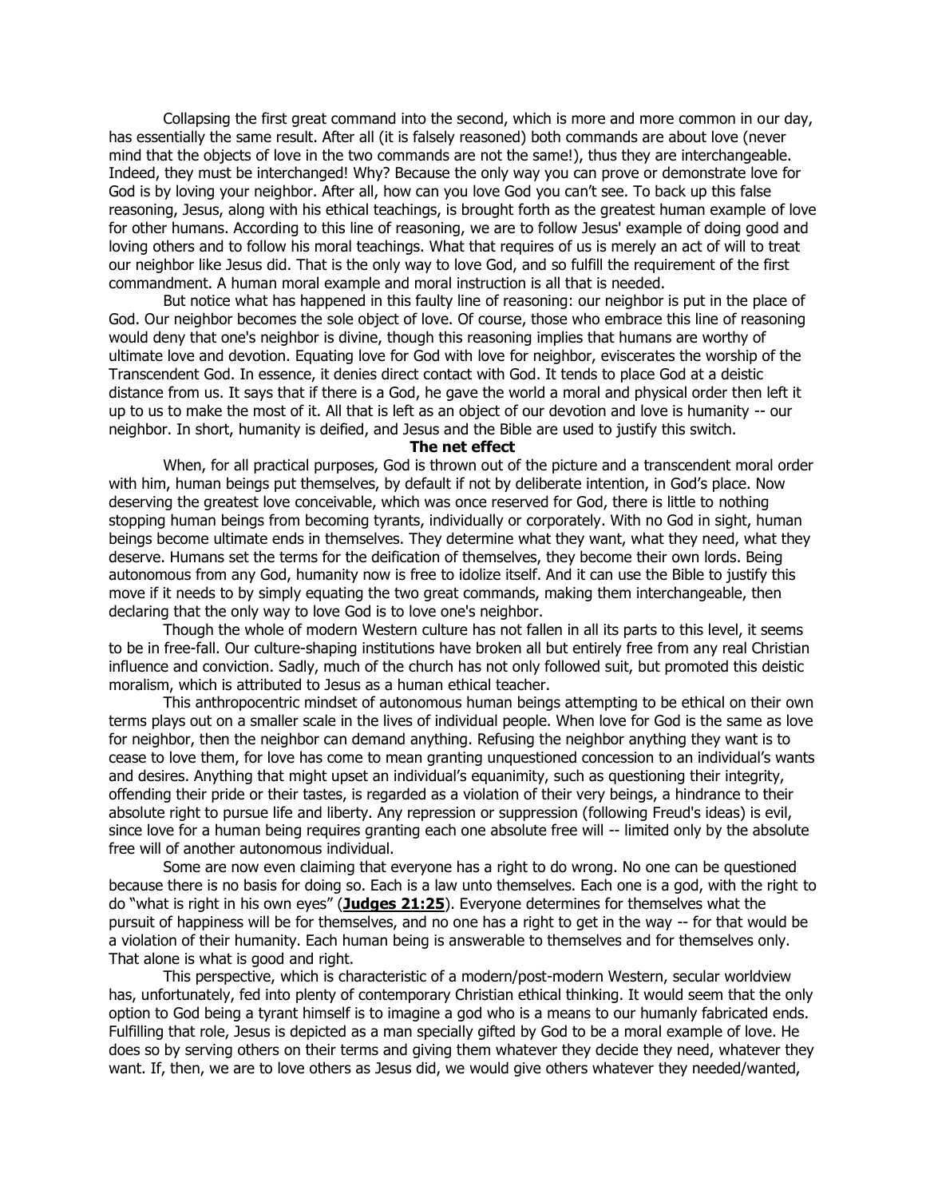Collapsing the first great command into the second, which is more and more common in our day, has essentially the same result. After all (it is falsely reasoned) both commands are about love (never mind that the objects of love in the two commands are not the same!), thus they are interchangeable. Indeed, they must be interchanged! Why? Because the only way you can prove or demonstrate love for God is by loving your neighbor. After all, how can you love God you can't see. To back up this false reasoning, Jesus, along with his ethical teachings, is brought forth as the greatest human example of love for other humans. According to this line of reasoning, we are to follow Jesus' example of doing good and loving others and to follow his moral teachings. What that requires of us is merely an act of will to treat our neighbor like Jesus did. That is the only way to love God, and so fulfill the requirement of the first commandment. A human moral example and moral instruction is all that is needed.

But notice what has happened in this faulty line of reasoning: our neighbor is put in the place of God. Our neighbor becomes the sole object of love. Of course, those who embrace this line of reasoning would deny that one's neighbor is divine, though this reasoning implies that humans are worthy of ultimate love and devotion. Equating love for God with love for neighbor, eviscerates the worship of the Transcendent God. In essence, it denies direct contact with God. It tends to place God at a deistic distance from us. It says that if there is a God, he gave the world a moral and physical order then left it up to us to make the most of it. All that is left as an object of our devotion and love is humanity -- our neighbor. In short, humanity is deified, and Jesus and the Bible are used to justify this switch.

**The net effect**

When, for all practical purposes, God is thrown out of the picture and a transcendent moral order with him, human beings put themselves, by default if not by deliberate intention, in God's place. Now deserving the greatest love conceivable, which was once reserved for God, there is little to nothing stopping human beings from becoming tyrants, individually or corporately. With no God in sight, human beings become ultimate ends in themselves. They determine what they want, what they need, what they deserve. Humans set the terms for the deification of themselves, they become their own lords. Being autonomous from any God, humanity now is free to idolize itself. And it can use the Bible to justify this move if it needs to by simply equating the two great commands, making them interchangeable, then declaring that the only way to love God is to love one's neighbor.

Though the whole of modern Western culture has not fallen in all its parts to this level, it seems to be in free-fall. Our culture-shaping institutions have broken all but entirely free from any real Christian influence and conviction. Sadly, much of the church has not only followed suit, but promoted this deistic moralism, which is attributed to Jesus as a human ethical teacher.

This anthropocentric mindset of autonomous human beings attempting to be ethical on their own terms plays out on a smaller scale in the lives of individual people. When love for God is the same as love for neighbor, then the neighbor can demand anything. Refusing the neighbor anything they want is to cease to love them, for love has come to mean granting unquestioned concession to an individual's wants and desires. Anything that might upset an individual's equanimity, such as questioning their integrity, offending their pride or their tastes, is regarded as a violation of their very beings, a hindrance to their absolute right to pursue life and liberty. Any repression or suppression (following Freud's ideas) is evil, since love for a human being requires granting each one absolute free will -- limited only by the absolute free will of another autonomous individual.

Some are now even claiming that everyone has a right to do wrong. No one can be questioned because there is no basis for doing so. Each is a law unto themselves. Each one is a god, with the right to do "what is right in his own eyes" (**Judges 21:25**). Everyone determines for themselves what the pursuit of happiness will be for themselves, and no one has a right to get in the way -- for that would be a violation of their humanity. Each human being is answerable to themselves and for themselves only. That alone is what is good and right.

This perspective, which is characteristic of a modern/post-modern Western, secular worldview has, unfortunately, fed into plenty of contemporary Christian ethical thinking. It would seem that the only option to God being a tyrant himself is to imagine a god who is a means to our humanly fabricated ends. Fulfilling that role, Jesus is depicted as a man specially gifted by God to be a moral example of love. He does so by serving others on their terms and giving them whatever they decide they need, whatever they want. If, then, we are to love others as Jesus did, we would give others whatever they needed/wanted,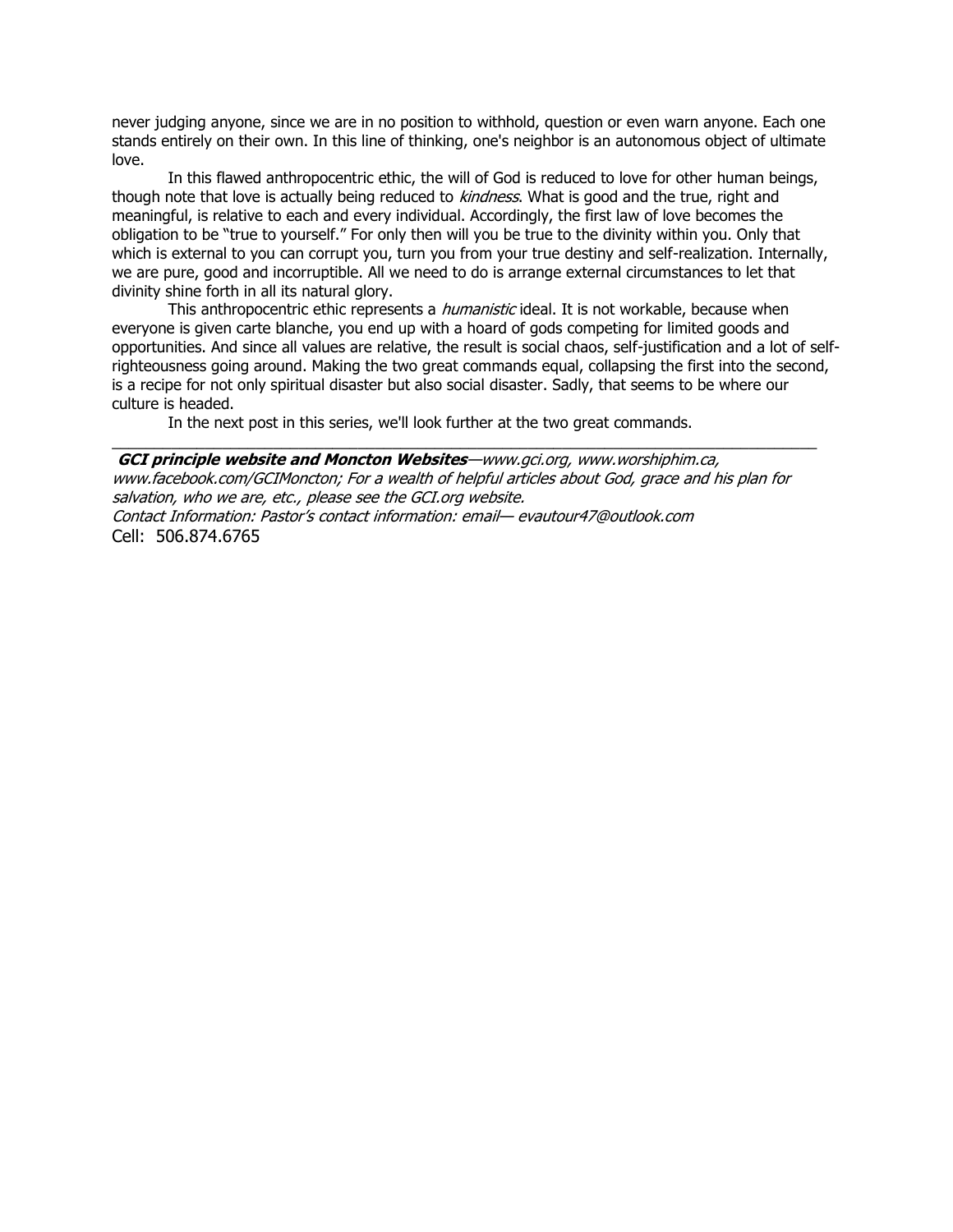never judging anyone, since we are in no position to withhold, question or even warn anyone. Each one stands entirely on their own. In this line of thinking, one's neighbor is an autonomous object of ultimate love.

In this flawed anthropocentric ethic, the will of God is reduced to love for other human beings, though note that love is actually being reduced to *kindness*. What is good and the true, right and meaningful, is relative to each and every individual. Accordingly, the first law of love becomes the obligation to be "true to yourself." For only then will you be true to the divinity within you. Only that which is external to you can corrupt you, turn you from your true destiny and self-realization. Internally, we are pure, good and incorruptible. All we need to do is arrange external circumstances to let that divinity shine forth in all its natural glory.

This anthropocentric ethic represents a *humanistic* ideal. It is not workable, because when everyone is given carte blanche, you end up with a hoard of gods competing for limited goods and opportunities. And since all values are relative, the result is social chaos, self-justification and a lot of self-righteousness going around. Making the two great commands equal, collapsing the first into the second, is a recipe for not only spiritual disaster but also social disaster. Sadly, that seems to be where our culture is headed.

In the next post in this series, we'll look further at the two great commands.

---

***GCI principle website and Moncton Websites***—*www.gci.org, www.worshiphim.ca, www.facebook.com/GCIMoncton; For a wealth of helpful articles about God, grace and his plan for salvation, who we are, etc., please see the GCI.org website.*
*Contact Information: Pastor's contact information: email— evautour47@outlook.com*
Cell: 506.874.6765